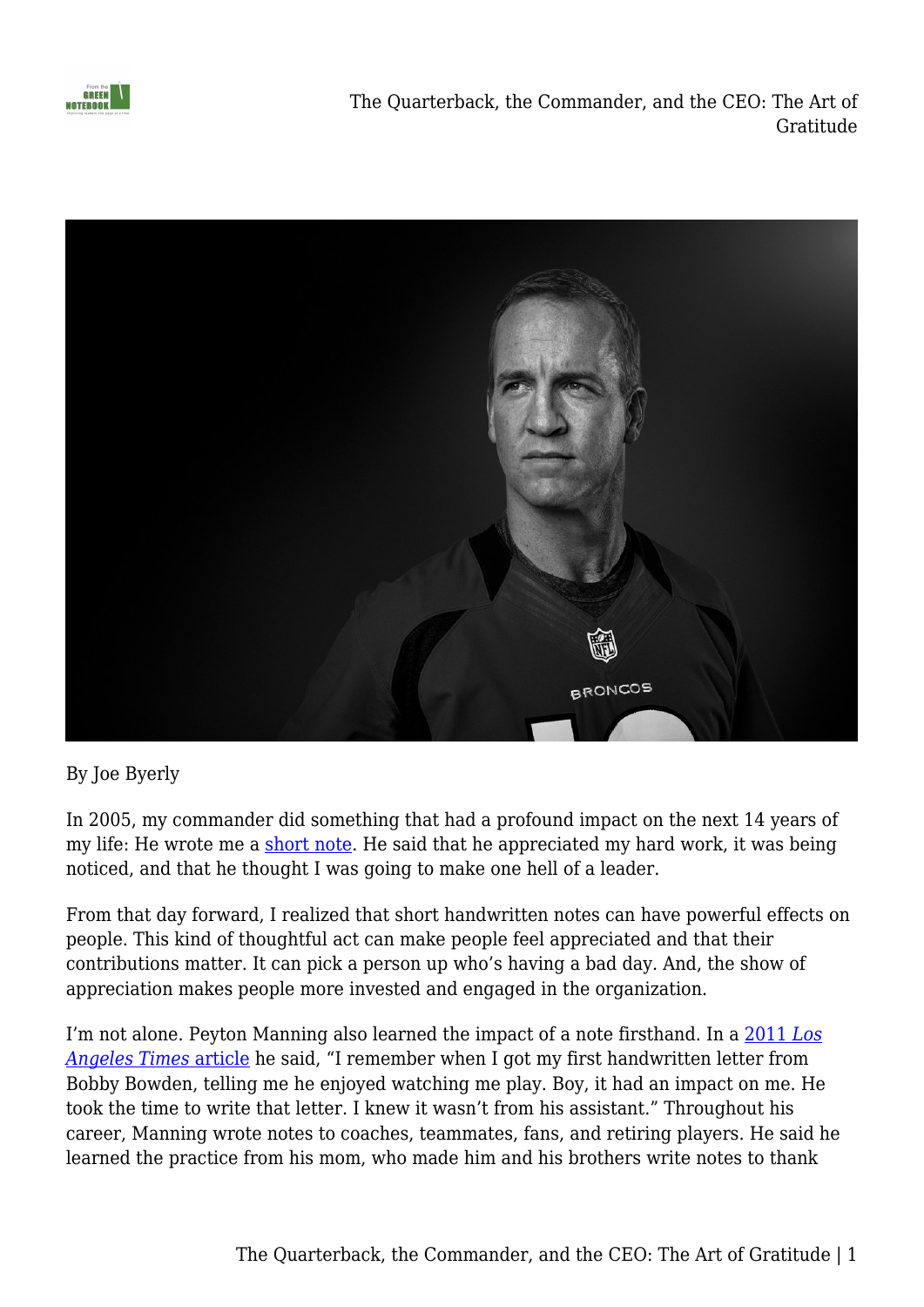By Joe Byerly

In 2005, my commander did something that had a profound impact on the next 14 years of my life: He wrote me a short note. He said that he appreciated my hard work, it was being noticed, and that he thought I was going to make one hell of a leader.

From that day forward, I realized that short handwritten notes can have powerful effects on people. This kind of thoughtful act can make people feel appreciated and that their contributions matter. It can pick a person up who's having a bad day. And, the show of appreciation makes people more invested and engaged in the organization.

I'm not alone. Peyton Manning also learned the impact of a note firsthand. In a 2011 *Los Angeles Times* article he said, "I remember when I got my first handwritten letter from Bobby Bowden, telling me he enjoyed watching me play. Boy, it had an impact on me. He took the time to write that letter. I knew it wasn't from his assistant." Throughout his career, Manning wrote notes to coaches, teammates, fans, and retiring players. He said he learned the practice from his mom, who made him and his brothers write notes to thank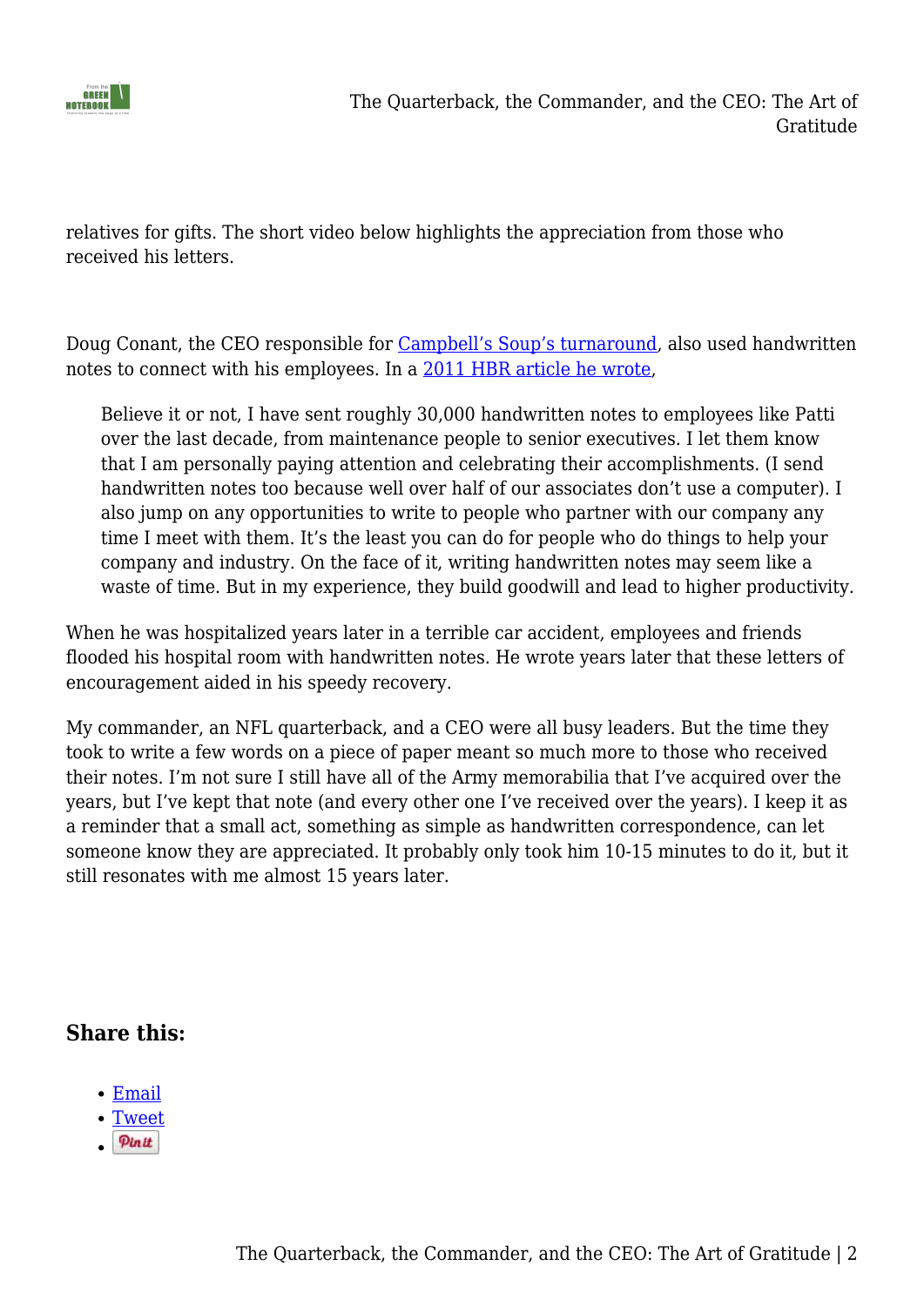relatives for gifts. The short video below highlights the appreciation from those who received his letters.

Doug Conant, the CEO responsible for [Campbell's Soup's turnaround](), also used handwritten notes to connect with his employees. In a [2011 HBR article he wrote](),

> Believe it or not, I have sent roughly 30,000 handwritten notes to employees like Patti over the last decade, from maintenance people to senior executives. I let them know that I am personally paying attention and celebrating their accomplishments. (I send handwritten notes too because well over half of our associates don't use a computer). I also jump on any opportunities to write to people who partner with our company any time I meet with them. It's the least you can do for people who do things to help your company and industry. On the face of it, writing handwritten notes may seem like a waste of time. But in my experience, they build goodwill and lead to higher productivity.

When he was hospitalized years later in a terrible car accident, employees and friends flooded his hospital room with handwritten notes. He wrote years later that these letters of encouragement aided in his speedy recovery.

My commander, an NFL quarterback, and a CEO were all busy leaders. But the time they took to write a few words on a piece of paper meant so much more to those who received their notes. I'm not sure I still have all of the Army memorabilia that I've acquired over the years, but I've kept that note (and every other one I've received over the years). I keep it as a reminder that a small act, something as simple as handwritten correspondence, can let someone know they are appreciated. It probably only took him 10-15 minutes to do it, but it still resonates with me almost 15 years later.

### Share this:

- Email
- Tweet
- Pin it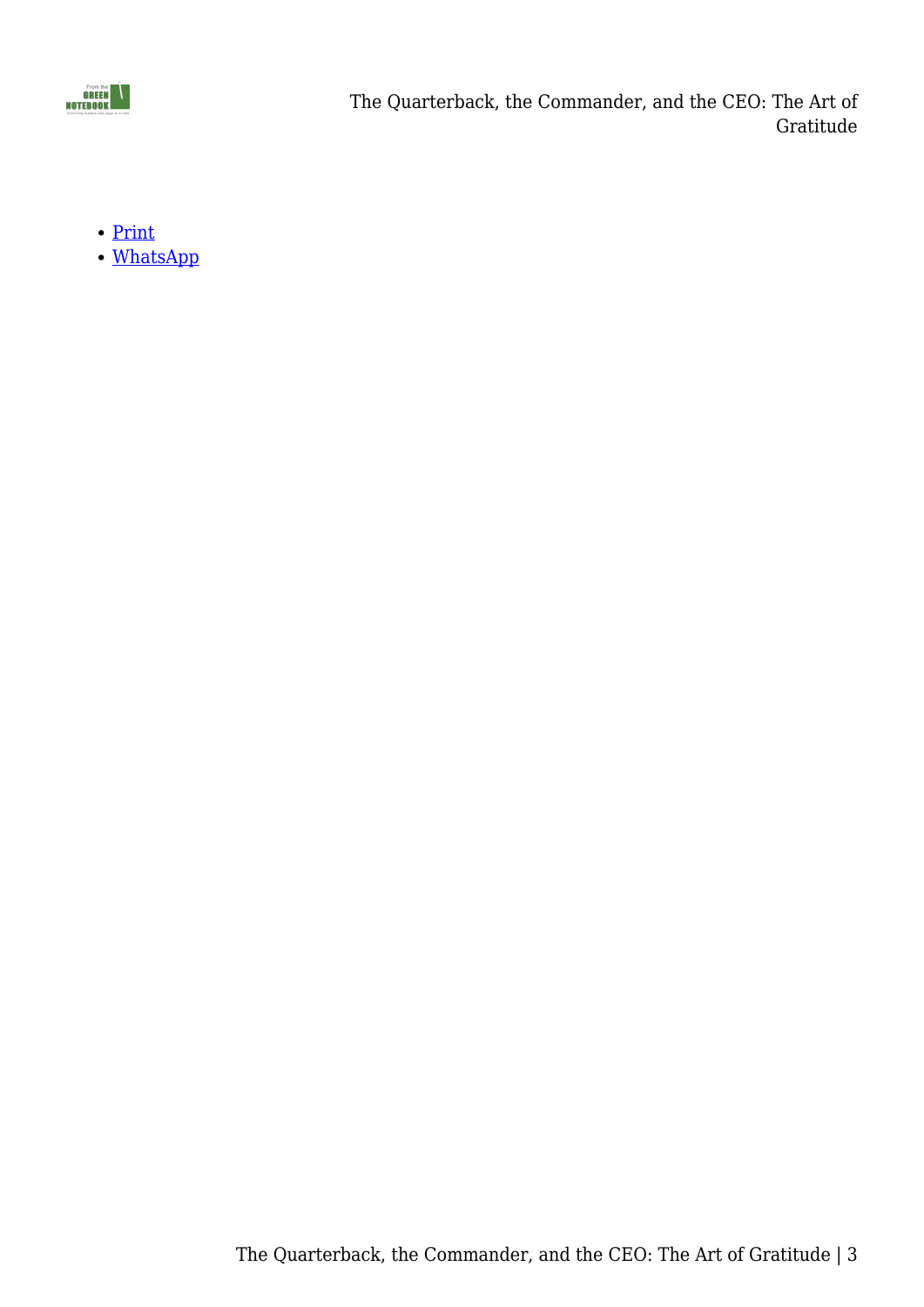- Print
- WhatsApp